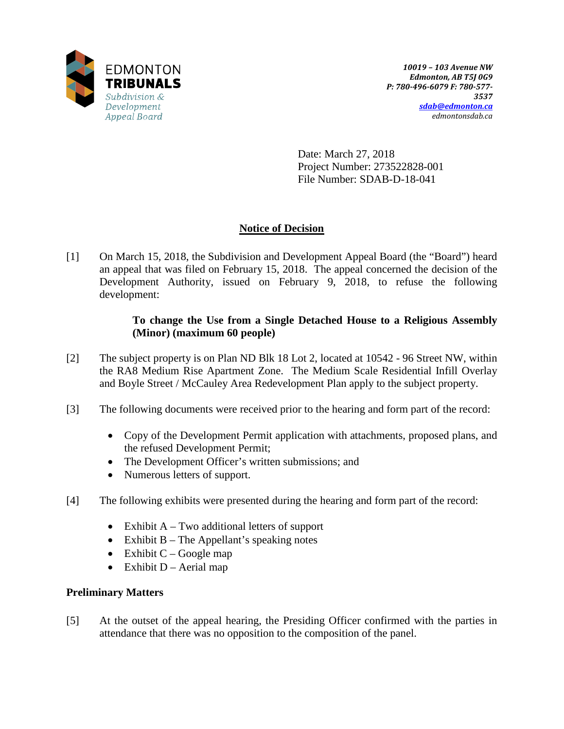EDMONTON **TRIBUNALS**
*Subdivision & Development Appeal Board*

***10019 – 103 Avenue NW***
***Edmonton, AB T5J 0G9***
***P: 780-496-6079 F: 780-577-3537***
***sdab@edmonton.ca***
*edmontonsdab.ca*

Date: March 27, 2018
Project Number: 273522828-001
File Number: SDAB-D-18-041

## Notice of Decision

[1] On March 15, 2018, the Subdivision and Development Appeal Board (the "Board") heard an appeal that was filed on February 15, 2018. The appeal concerned the decision of the Development Authority, issued on February 9, 2018, to refuse the following development:

> **To change the Use from a Single Detached House to a Religious Assembly (Minor) (maximum 60 people)**

[2] The subject property is on Plan ND Blk 18 Lot 2, located at 10542 - 96 Street NW, within the RA8 Medium Rise Apartment Zone. The Medium Scale Residential Infill Overlay and Boyle Street / McCauley Area Redevelopment Plan apply to the subject property.

[3] The following documents were received prior to the hearing and form part of the record:

- Copy of the Development Permit application with attachments, proposed plans, and the refused Development Permit;
- The Development Officer's written submissions; and
- Numerous letters of support.

[4] The following exhibits were presented during the hearing and form part of the record:

- Exhibit A – Two additional letters of support
- Exhibit B – The Appellant's speaking notes
- Exhibit C – Google map
- Exhibit D – Aerial map

### Preliminary Matters

[5] At the outset of the appeal hearing, the Presiding Officer confirmed with the parties in attendance that there was no opposition to the composition of the panel.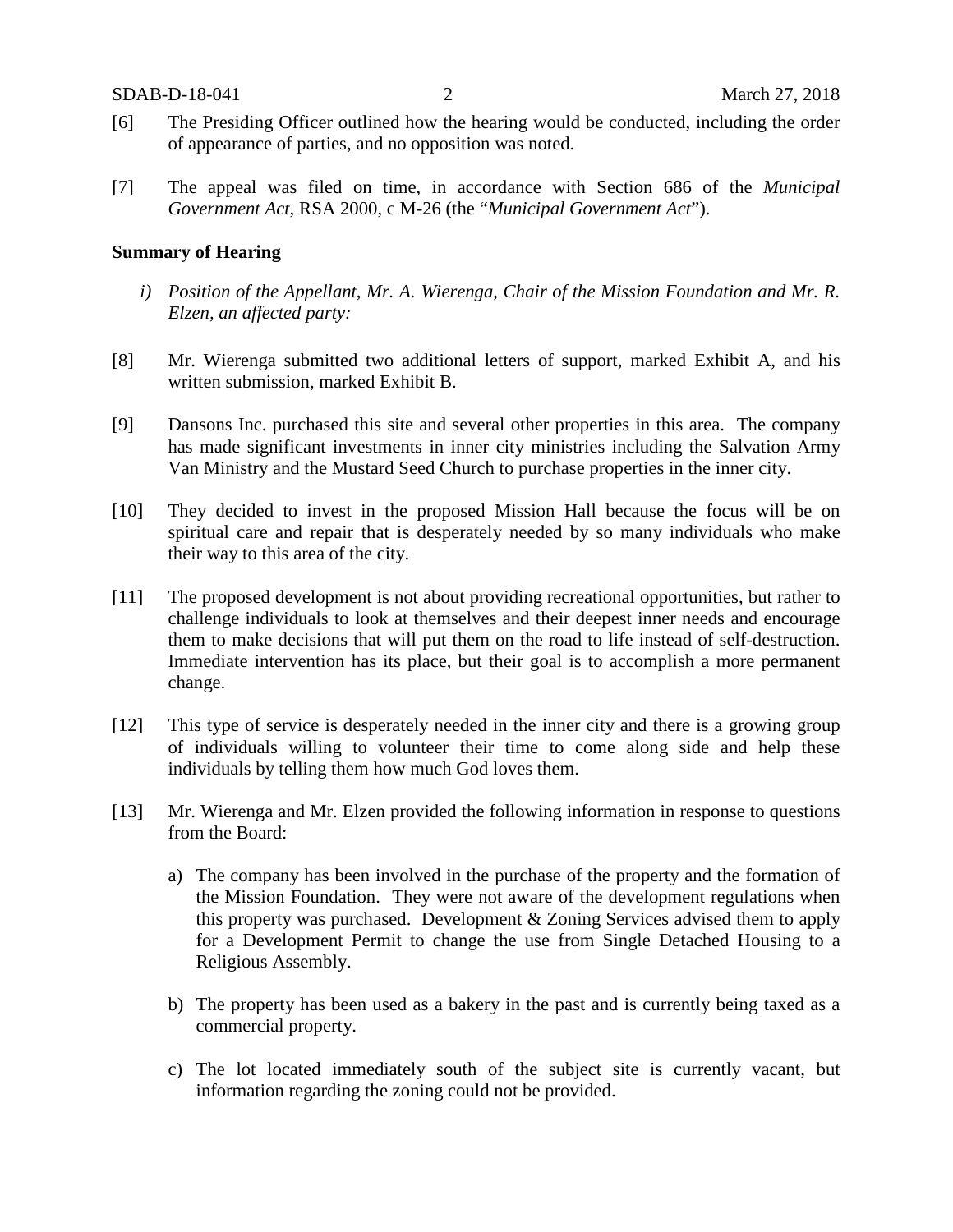[6] The Presiding Officer outlined how the hearing would be conducted, including the order of appearance of parties, and no opposition was noted.

[7] The appeal was filed on time, in accordance with Section 686 of the *Municipal Government Act*, RSA 2000, c M-26 (the "*Municipal Government Act*").

**Summary of Hearing**

*i) Position of the Appellant, Mr. A. Wierenga, Chair of the Mission Foundation and Mr. R. Elzen, an affected party:*

[8] Mr. Wierenga submitted two additional letters of support, marked Exhibit A, and his written submission, marked Exhibit B.

[9] Dansons Inc. purchased this site and several other properties in this area. The company has made significant investments in inner city ministries including the Salvation Army Van Ministry and the Mustard Seed Church to purchase properties in the inner city.

[10] They decided to invest in the proposed Mission Hall because the focus will be on spiritual care and repair that is desperately needed by so many individuals who make their way to this area of the city.

[11] The proposed development is not about providing recreational opportunities, but rather to challenge individuals to look at themselves and their deepest inner needs and encourage them to make decisions that will put them on the road to life instead of self-destruction. Immediate intervention has its place, but their goal is to accomplish a more permanent change.

[12] This type of service is desperately needed in the inner city and there is a growing group of individuals willing to volunteer their time to come along side and help these individuals by telling them how much God loves them.

[13] Mr. Wierenga and Mr. Elzen provided the following information in response to questions from the Board:

a) The company has been involved in the purchase of the property and the formation of the Mission Foundation. They were not aware of the development regulations when this property was purchased. Development & Zoning Services advised them to apply for a Development Permit to change the use from Single Detached Housing to a Religious Assembly.

b) The property has been used as a bakery in the past and is currently being taxed as a commercial property.

c) The lot located immediately south of the subject site is currently vacant, but information regarding the zoning could not be provided.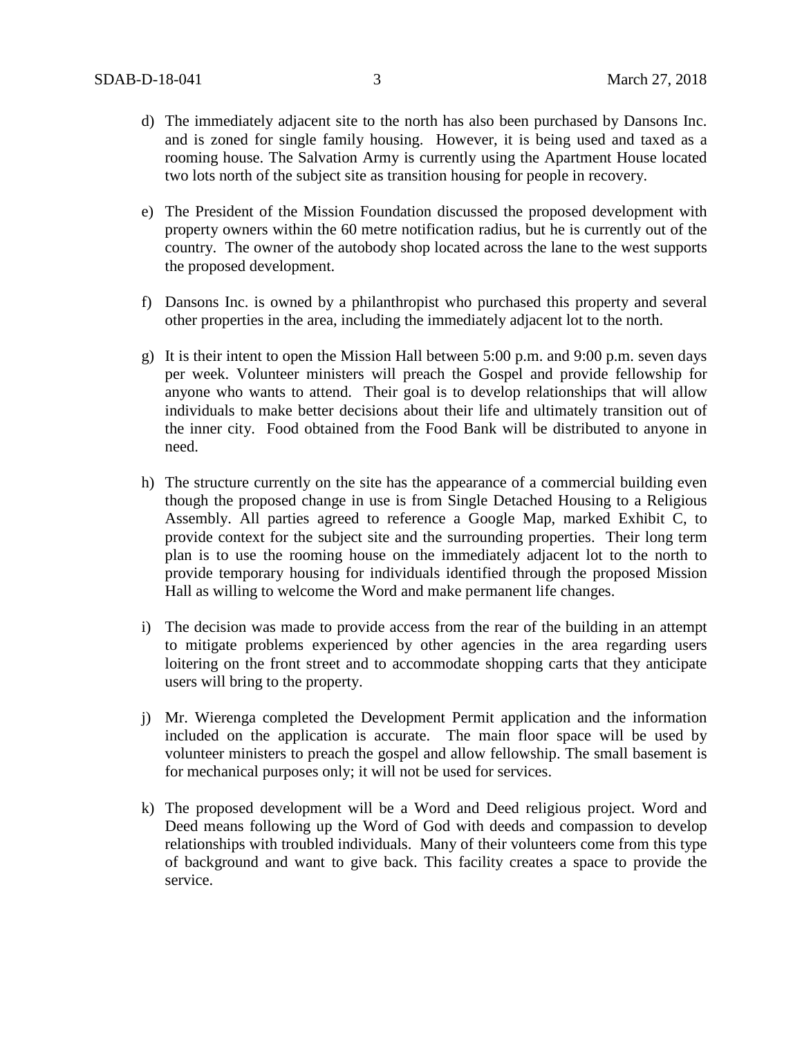d) The immediately adjacent site to the north has also been purchased by Dansons Inc. and is zoned for single family housing. However, it is being used and taxed as a rooming house. The Salvation Army is currently using the Apartment House located two lots north of the subject site as transition housing for people in recovery.

e) The President of the Mission Foundation discussed the proposed development with property owners within the 60 metre notification radius, but he is currently out of the country. The owner of the autobody shop located across the lane to the west supports the proposed development.

f) Dansons Inc. is owned by a philanthropist who purchased this property and several other properties in the area, including the immediately adjacent lot to the north.

g) It is their intent to open the Mission Hall between 5:00 p.m. and 9:00 p.m. seven days per week. Volunteer ministers will preach the Gospel and provide fellowship for anyone who wants to attend. Their goal is to develop relationships that will allow individuals to make better decisions about their life and ultimately transition out of the inner city. Food obtained from the Food Bank will be distributed to anyone in need.

h) The structure currently on the site has the appearance of a commercial building even though the proposed change in use is from Single Detached Housing to a Religious Assembly. All parties agreed to reference a Google Map, marked Exhibit C, to provide context for the subject site and the surrounding properties. Their long term plan is to use the rooming house on the immediately adjacent lot to the north to provide temporary housing for individuals identified through the proposed Mission Hall as willing to welcome the Word and make permanent life changes.

i) The decision was made to provide access from the rear of the building in an attempt to mitigate problems experienced by other agencies in the area regarding users loitering on the front street and to accommodate shopping carts that they anticipate users will bring to the property.

j) Mr. Wierenga completed the Development Permit application and the information included on the application is accurate. The main floor space will be used by volunteer ministers to preach the gospel and allow fellowship. The small basement is for mechanical purposes only; it will not be used for services.

k) The proposed development will be a Word and Deed religious project. Word and Deed means following up the Word of God with deeds and compassion to develop relationships with troubled individuals. Many of their volunteers come from this type of background and want to give back. This facility creates a space to provide the service.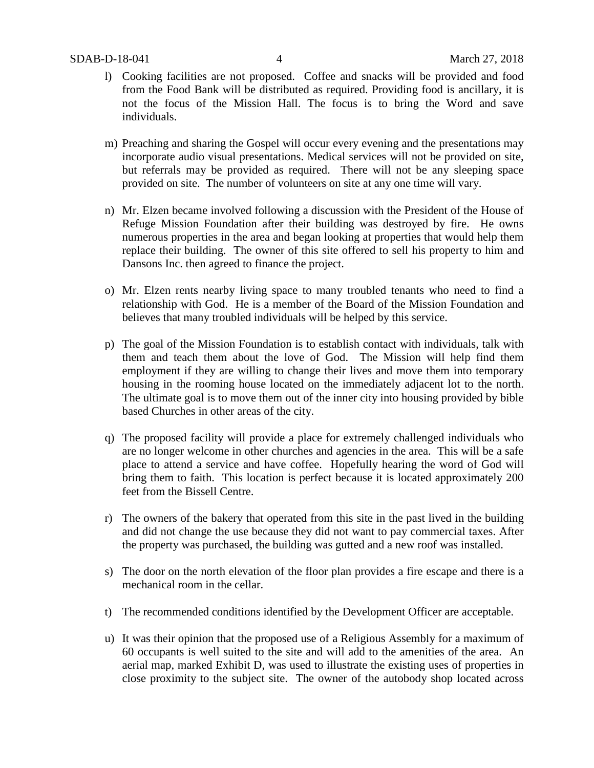l) Cooking facilities are not proposed. Coffee and snacks will be provided and food from the Food Bank will be distributed as required. Providing food is ancillary, it is not the focus of the Mission Hall. The focus is to bring the Word and save individuals.

m) Preaching and sharing the Gospel will occur every evening and the presentations may incorporate audio visual presentations. Medical services will not be provided on site, but referrals may be provided as required. There will not be any sleeping space provided on site. The number of volunteers on site at any one time will vary.

n) Mr. Elzen became involved following a discussion with the President of the House of Refuge Mission Foundation after their building was destroyed by fire. He owns numerous properties in the area and began looking at properties that would help them replace their building. The owner of this site offered to sell his property to him and Dansons Inc. then agreed to finance the project.

o) Mr. Elzen rents nearby living space to many troubled tenants who need to find a relationship with God. He is a member of the Board of the Mission Foundation and believes that many troubled individuals will be helped by this service.

p) The goal of the Mission Foundation is to establish contact with individuals, talk with them and teach them about the love of God. The Mission will help find them employment if they are willing to change their lives and move them into temporary housing in the rooming house located on the immediately adjacent lot to the north. The ultimate goal is to move them out of the inner city into housing provided by bible based Churches in other areas of the city.

q) The proposed facility will provide a place for extremely challenged individuals who are no longer welcome in other churches and agencies in the area. This will be a safe place to attend a service and have coffee. Hopefully hearing the word of God will bring them to faith. This location is perfect because it is located approximately 200 feet from the Bissell Centre.

r) The owners of the bakery that operated from this site in the past lived in the building and did not change the use because they did not want to pay commercial taxes. After the property was purchased, the building was gutted and a new roof was installed.

s) The door on the north elevation of the floor plan provides a fire escape and there is a mechanical room in the cellar.

t) The recommended conditions identified by the Development Officer are acceptable.

u) It was their opinion that the proposed use of a Religious Assembly for a maximum of 60 occupants is well suited to the site and will add to the amenities of the area. An aerial map, marked Exhibit D, was used to illustrate the existing uses of properties in close proximity to the subject site. The owner of the autobody shop located across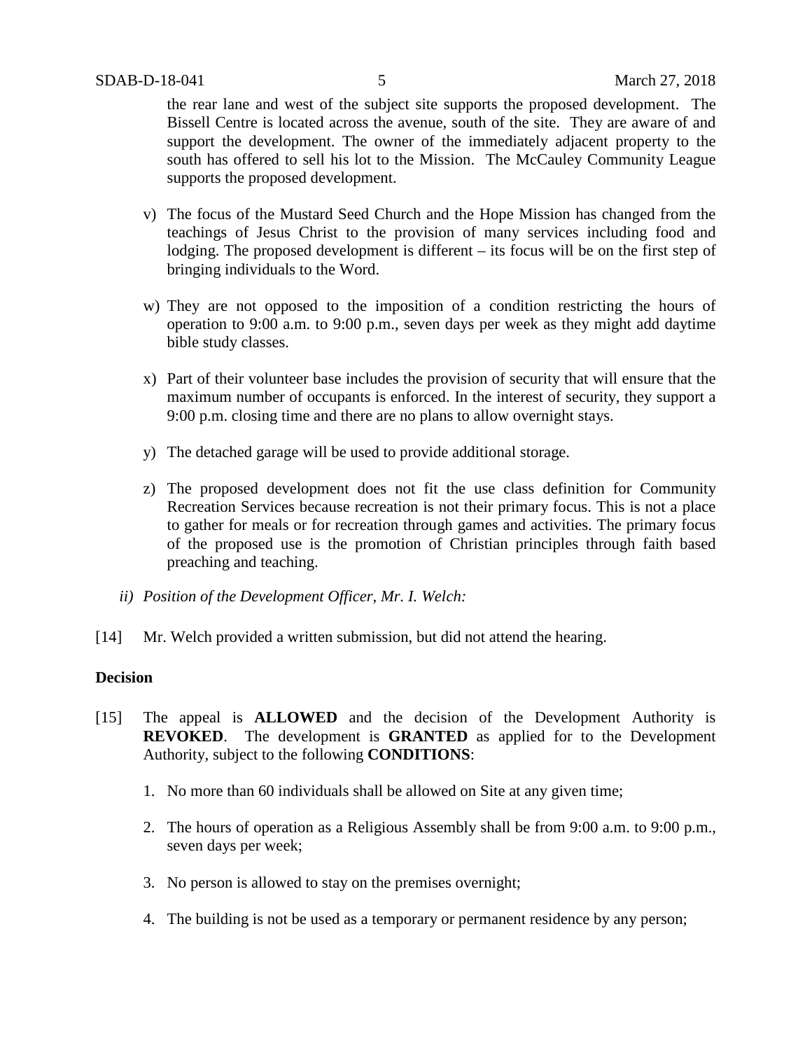the rear lane and west of the subject site supports the proposed development. The Bissell Centre is located across the avenue, south of the site. They are aware of and support the development. The owner of the immediately adjacent property to the south has offered to sell his lot to the Mission. The McCauley Community League supports the proposed development.

v) The focus of the Mustard Seed Church and the Hope Mission has changed from the teachings of Jesus Christ to the provision of many services including food and lodging. The proposed development is different – its focus will be on the first step of bringing individuals to the Word.

w) They are not opposed to the imposition of a condition restricting the hours of operation to 9:00 a.m. to 9:00 p.m., seven days per week as they might add daytime bible study classes.

x) Part of their volunteer base includes the provision of security that will ensure that the maximum number of occupants is enforced. In the interest of security, they support a 9:00 p.m. closing time and there are no plans to allow overnight stays.

y) The detached garage will be used to provide additional storage.

z) The proposed development does not fit the use class definition for Community Recreation Services because recreation is not their primary focus. This is not a place to gather for meals or for recreation through games and activities. The primary focus of the proposed use is the promotion of Christian principles through faith based preaching and teaching.

*ii) Position of the Development Officer, Mr. I. Welch:*

[14] Mr. Welch provided a written submission, but did not attend the hearing.

**Decision**

[15] The appeal is **ALLOWED** and the decision of the Development Authority is **REVOKED**. The development is **GRANTED** as applied for to the Development Authority, subject to the following **CONDITIONS**:

1. No more than 60 individuals shall be allowed on Site at any given time;
2. The hours of operation as a Religious Assembly shall be from 9:00 a.m. to 9:00 p.m., seven days per week;
3. No person is allowed to stay on the premises overnight;
4. The building is not be used as a temporary or permanent residence by any person;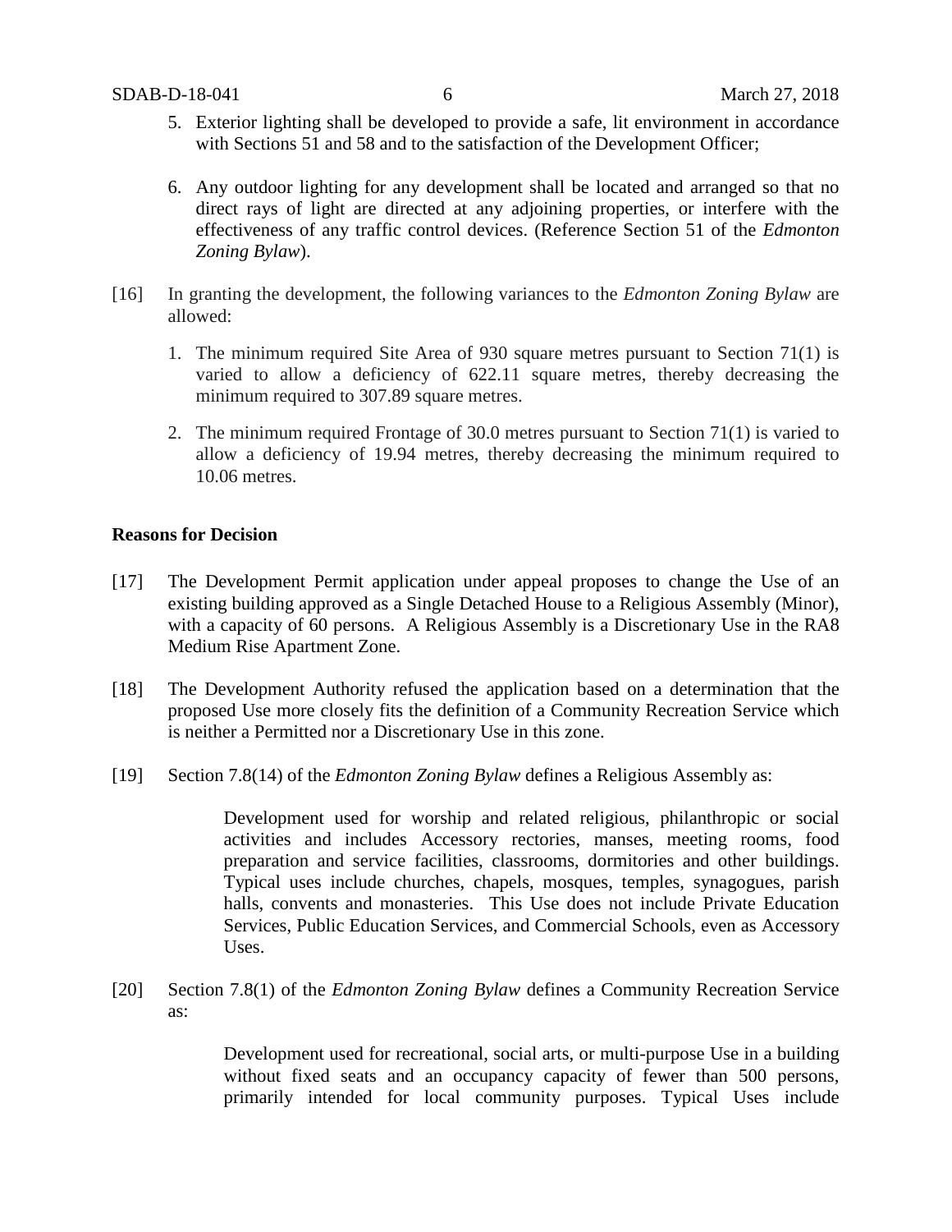5. Exterior lighting shall be developed to provide a safe, lit environment in accordance with Sections 51 and 58 and to the satisfaction of the Development Officer;

6. Any outdoor lighting for any development shall be located and arranged so that no direct rays of light are directed at any adjoining properties, or interfere with the effectiveness of any traffic control devices. (Reference Section 51 of the *Edmonton Zoning Bylaw*).

[16] In granting the development, the following variances to the *Edmonton Zoning Bylaw* are allowed:

1. The minimum required Site Area of 930 square metres pursuant to Section 71(1) is varied to allow a deficiency of 622.11 square metres, thereby decreasing the minimum required to 307.89 square metres.

2. The minimum required Frontage of 30.0 metres pursuant to Section 71(1) is varied to allow a deficiency of 19.94 metres, thereby decreasing the minimum required to 10.06 metres.

**Reasons for Decision**

[17] The Development Permit application under appeal proposes to change the Use of an existing building approved as a Single Detached House to a Religious Assembly (Minor), with a capacity of 60 persons. A Religious Assembly is a Discretionary Use in the RA8 Medium Rise Apartment Zone.

[18] The Development Authority refused the application based on a determination that the proposed Use more closely fits the definition of a Community Recreation Service which is neither a Permitted nor a Discretionary Use in this zone.

[19] Section 7.8(14) of the *Edmonton Zoning Bylaw* defines a Religious Assembly as:

> Development used for worship and related religious, philanthropic or social activities and includes Accessory rectories, manses, meeting rooms, food preparation and service facilities, classrooms, dormitories and other buildings. Typical uses include churches, chapels, mosques, temples, synagogues, parish halls, convents and monasteries. This Use does not include Private Education Services, Public Education Services, and Commercial Schools, even as Accessory Uses.

[20] Section 7.8(1) of the *Edmonton Zoning Bylaw* defines a Community Recreation Service as:

> Development used for recreational, social arts, or multi-purpose Use in a building without fixed seats and an occupancy capacity of fewer than 500 persons, primarily intended for local community purposes. Typical Uses include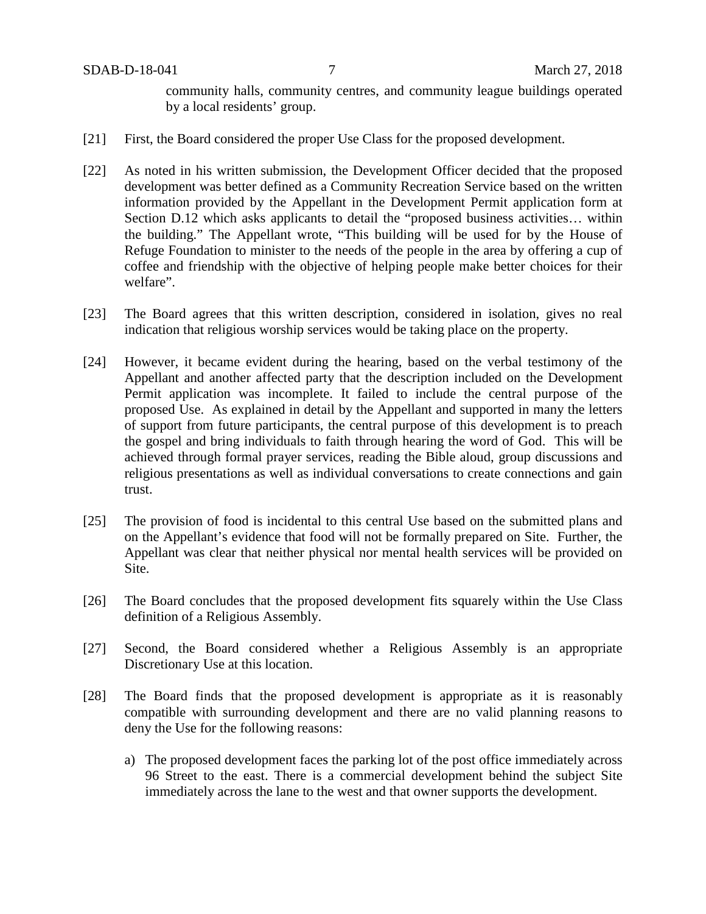community halls, community centres, and community league buildings operated by a local residents' group.

[21] First, the Board considered the proper Use Class for the proposed development.

[22] As noted in his written submission, the Development Officer decided that the proposed development was better defined as a Community Recreation Service based on the written information provided by the Appellant in the Development Permit application form at Section D.12 which asks applicants to detail the "proposed business activities… within the building." The Appellant wrote, "This building will be used for by the House of Refuge Foundation to minister to the needs of the people in the area by offering a cup of coffee and friendship with the objective of helping people make better choices for their welfare".

[23] The Board agrees that this written description, considered in isolation, gives no real indication that religious worship services would be taking place on the property.

[24] However, it became evident during the hearing, based on the verbal testimony of the Appellant and another affected party that the description included on the Development Permit application was incomplete. It failed to include the central purpose of the proposed Use. As explained in detail by the Appellant and supported in many the letters of support from future participants, the central purpose of this development is to preach the gospel and bring individuals to faith through hearing the word of God. This will be achieved through formal prayer services, reading the Bible aloud, group discussions and religious presentations as well as individual conversations to create connections and gain trust.

[25] The provision of food is incidental to this central Use based on the submitted plans and on the Appellant's evidence that food will not be formally prepared on Site. Further, the Appellant was clear that neither physical nor mental health services will be provided on Site.

[26] The Board concludes that the proposed development fits squarely within the Use Class definition of a Religious Assembly.

[27] Second, the Board considered whether a Religious Assembly is an appropriate Discretionary Use at this location.

[28] The Board finds that the proposed development is appropriate as it is reasonably compatible with surrounding development and there are no valid planning reasons to deny the Use for the following reasons:

a) The proposed development faces the parking lot of the post office immediately across 96 Street to the east. There is a commercial development behind the subject Site immediately across the lane to the west and that owner supports the development.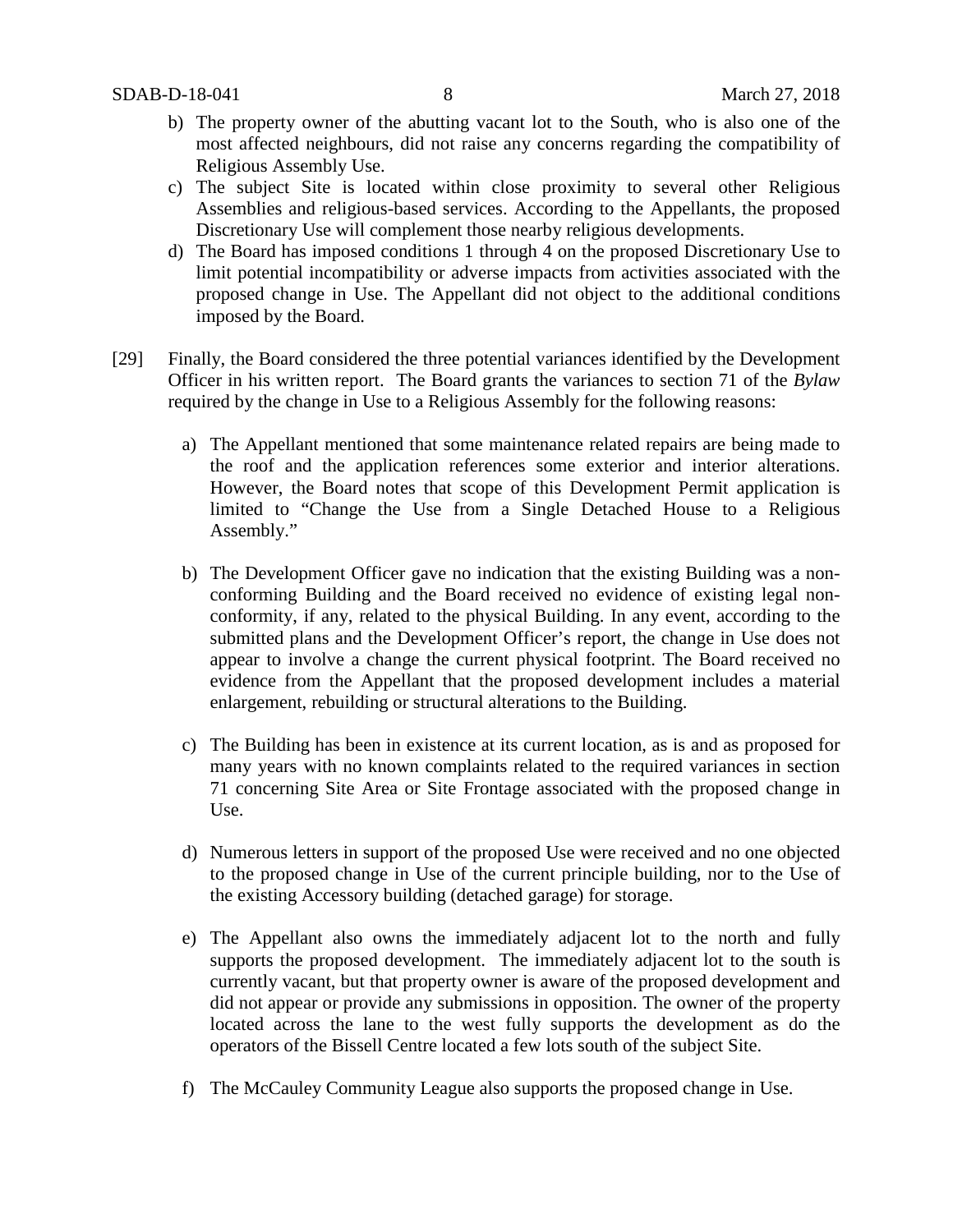b) The property owner of the abutting vacant lot to the South, who is also one of the most affected neighbours, did not raise any concerns regarding the compatibility of Religious Assembly Use.

c) The subject Site is located within close proximity to several other Religious Assemblies and religious-based services. According to the Appellants, the proposed Discretionary Use will complement those nearby religious developments.

d) The Board has imposed conditions 1 through 4 on the proposed Discretionary Use to limit potential incompatibility or adverse impacts from activities associated with the proposed change in Use. The Appellant did not object to the additional conditions imposed by the Board.

[29] Finally, the Board considered the three potential variances identified by the Development Officer in his written report. The Board grants the variances to section 71 of the *Bylaw* required by the change in Use to a Religious Assembly for the following reasons:

a) The Appellant mentioned that some maintenance related repairs are being made to the roof and the application references some exterior and interior alterations. However, the Board notes that scope of this Development Permit application is limited to "Change the Use from a Single Detached House to a Religious Assembly."

b) The Development Officer gave no indication that the existing Building was a non-conforming Building and the Board received no evidence of existing legal non-conformity, if any, related to the physical Building. In any event, according to the submitted plans and the Development Officer's report, the change in Use does not appear to involve a change the current physical footprint. The Board received no evidence from the Appellant that the proposed development includes a material enlargement, rebuilding or structural alterations to the Building.

c) The Building has been in existence at its current location, as is and as proposed for many years with no known complaints related to the required variances in section 71 concerning Site Area or Site Frontage associated with the proposed change in Use.

d) Numerous letters in support of the proposed Use were received and no one objected to the proposed change in Use of the current principle building, nor to the Use of the existing Accessory building (detached garage) for storage.

e) The Appellant also owns the immediately adjacent lot to the north and fully supports the proposed development. The immediately adjacent lot to the south is currently vacant, but that property owner is aware of the proposed development and did not appear or provide any submissions in opposition. The owner of the property located across the lane to the west fully supports the development as do the operators of the Bissell Centre located a few lots south of the subject Site.

f) The McCauley Community League also supports the proposed change in Use.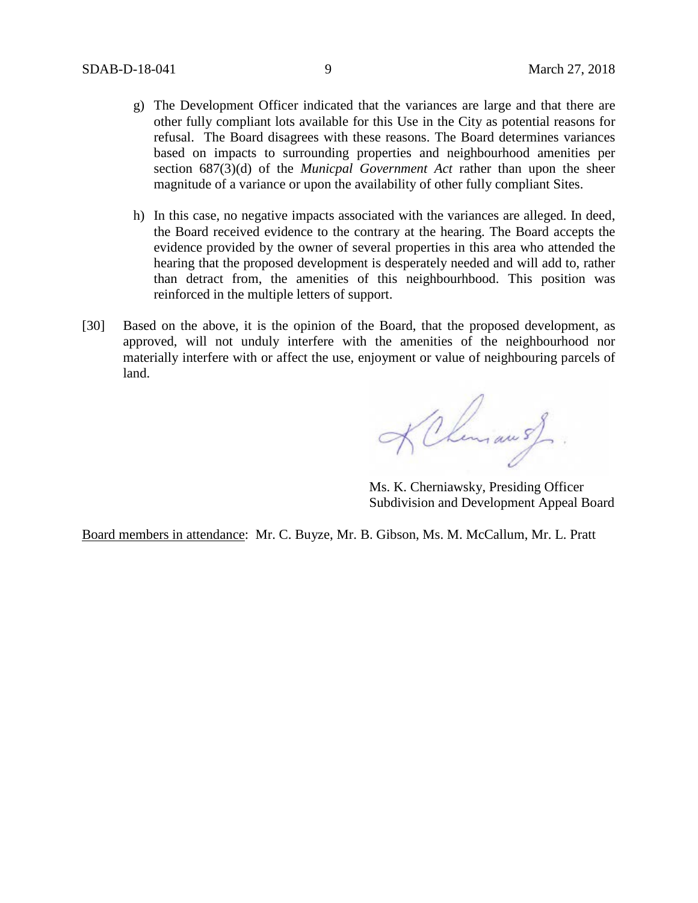g) The Development Officer indicated that the variances are large and that there are other fully compliant lots available for this Use in the City as potential reasons for refusal. The Board disagrees with these reasons. The Board determines variances based on impacts to surrounding properties and neighbourhood amenities per section 687(3)(d) of the *Municpal Government Act* rather than upon the sheer magnitude of a variance or upon the availability of other fully compliant Sites.

h) In this case, no negative impacts associated with the variances are alleged. In deed, the Board received evidence to the contrary at the hearing. The Board accepts the evidence provided by the owner of several properties in this area who attended the hearing that the proposed development is desperately needed and will add to, rather than detract from, the amenities of this neighbourhbood. This position was reinforced in the multiple letters of support.

[30] Based on the above, it is the opinion of the Board, that the proposed development, as approved, will not unduly interfere with the amenities of the neighbourhood nor materially interfere with or affect the use, enjoyment or value of neighbouring parcels of land.

Ms. K. Cherniawsky, Presiding Officer
Subdivision and Development Appeal Board

Board members in attendance: Mr. C. Buyze, Mr. B. Gibson, Ms. M. McCallum, Mr. L. Pratt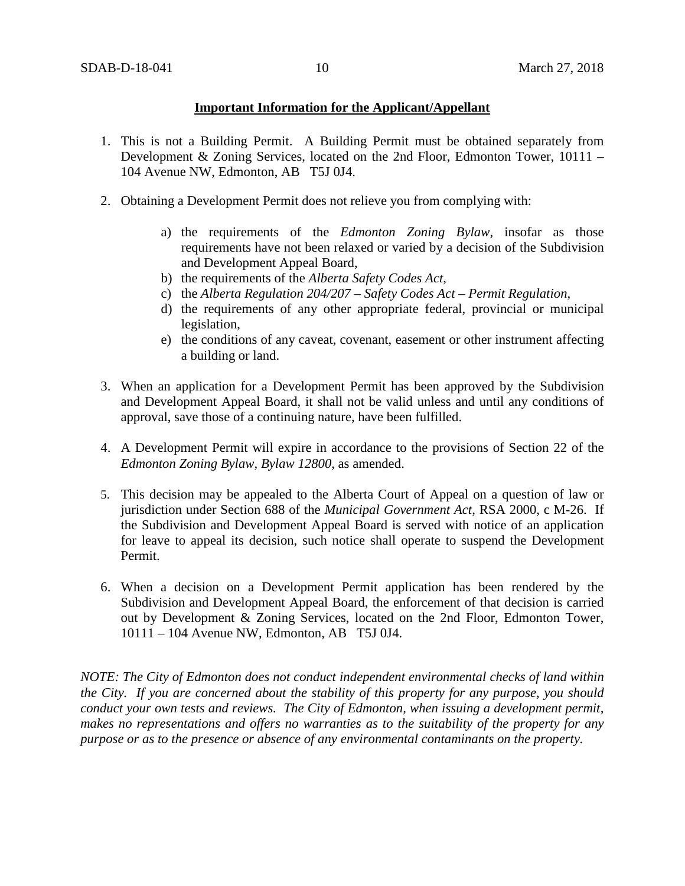**Important Information for the Applicant/Appellant**

1. This is not a Building Permit. A Building Permit must be obtained separately from Development & Zoning Services, located on the 2nd Floor, Edmonton Tower, 10111 – 104 Avenue NW, Edmonton, AB T5J 0J4.

2. Obtaining a Development Permit does not relieve you from complying with:

    a) the requirements of the *Edmonton Zoning Bylaw*, insofar as those requirements have not been relaxed or varied by a decision of the Subdivision and Development Appeal Board,
    b) the requirements of the *Alberta Safety Codes Act*,
    c) the *Alberta Regulation 204/207 – Safety Codes Act – Permit Regulation*,
    d) the requirements of any other appropriate federal, provincial or municipal legislation,
    e) the conditions of any caveat, covenant, easement or other instrument affecting a building or land.

3. When an application for a Development Permit has been approved by the Subdivision and Development Appeal Board, it shall not be valid unless and until any conditions of approval, save those of a continuing nature, have been fulfilled.

4. A Development Permit will expire in accordance to the provisions of Section 22 of the *Edmonton Zoning Bylaw, Bylaw 12800*, as amended.

5. This decision may be appealed to the Alberta Court of Appeal on a question of law or jurisdiction under Section 688 of the *Municipal Government Act*, RSA 2000, c M-26. If the Subdivision and Development Appeal Board is served with notice of an application for leave to appeal its decision, such notice shall operate to suspend the Development Permit.

6. When a decision on a Development Permit application has been rendered by the Subdivision and Development Appeal Board, the enforcement of that decision is carried out by Development & Zoning Services, located on the 2nd Floor, Edmonton Tower, 10111 – 104 Avenue NW, Edmonton, AB T5J 0J4.

*NOTE: The City of Edmonton does not conduct independent environmental checks of land within the City. If you are concerned about the stability of this property for any purpose, you should conduct your own tests and reviews. The City of Edmonton, when issuing a development permit, makes no representations and offers no warranties as to the suitability of the property for any purpose or as to the presence or absence of any environmental contaminants on the property.*